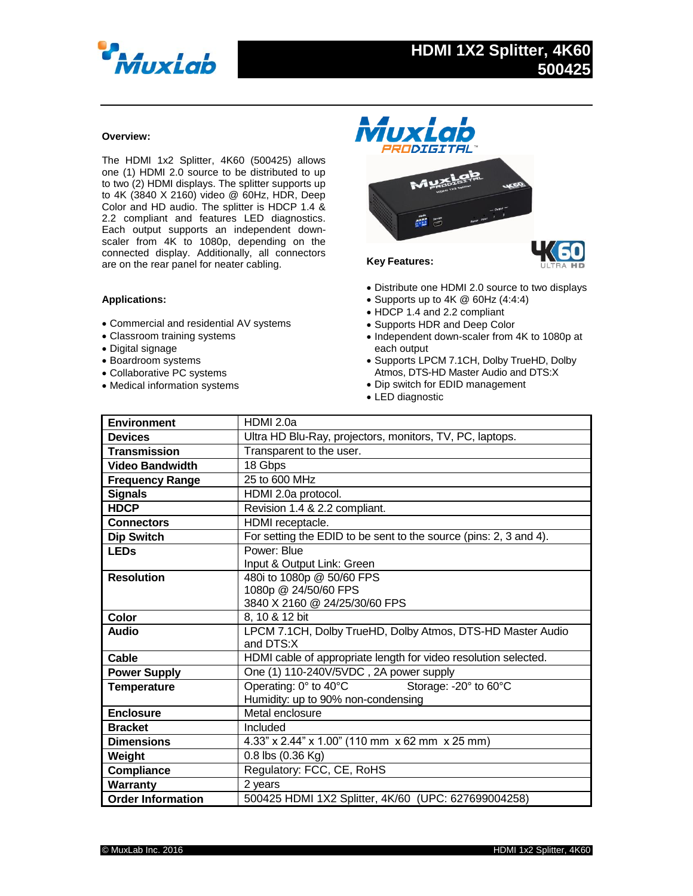# HDMI 1X2 Splitter, 4K60

## 500425

### Overview:

The HDMI 1x2 Splitter, 4K60 (500425) allows one (1) HDMI 2.0 source to be distributed to up to two (2) HDMI displays. The splitter supports up to 4K (3840 X 2160) video @ 60Hz, HDR, Deep Color and HD audio. The splitter is HDCP 1.4 & 2.2 compliant and features LED diagnostics. Each output supports an independent down-scaler from 4K to 1080p, depending on the connected display. Additionally, all connectors are on the rear panel for neater cabling.

### Key Features:

- Distribute one HDMI 2.0 source to two displays
- Supports up to 4K @ 60Hz (4:4:4)
- HDCP 1.4 and 2.2 compliant
- Supports HDR and Deep Color
- Independent down-scaler from 4K to 1080p at each output
- Supports LPCM 7.1CH, Dolby TrueHD, Dolby Atmos, DTS-HD Master Audio and DTS:X
- Dip switch for EDID management
- LED diagnostic

### Applications:

- Commercial and residential AV systems
- Classroom training systems
- Digital signage
- Boardroom systems
- Collaborative PC systems
- Medical information systems

| | |
|---|---|
| **Environment** | HDMI 2.0a |
| **Devices** | Ultra HD Blu-Ray, projectors, monitors, TV, PC, laptops. |
| **Transmission** | Transparent to the user. |
| **Video Bandwidth** | 18 Gbps |
| **Frequency Range** | 25 to 600 MHz |
| **Signals** | HDMI 2.0a protocol. |
| **HDCP** | Revision 1.4 & 2.2 compliant. |
| **Connectors** | HDMI receptacle. |
| **Dip Switch** | For setting the EDID to be sent to the source (pins: 2, 3 and 4). |
| **LEDs** | Power: Blue<br>Input & Output Link: Green |
| **Resolution** | 480i to 1080p @ 50/60 FPS<br>1080p @ 24/50/60 FPS<br>3840 X 2160 @ 24/25/30/60 FPS |
| **Color** | 8, 10 & 12 bit |
| **Audio** | LPCM 7.1CH, Dolby TrueHD, Dolby Atmos, DTS-HD Master Audio and DTS:X |
| **Cable** | HDMI cable of appropriate length for video resolution selected. |
| **Power Supply** | One (1) 110-240V/5VDC , 2A power supply |
| **Temperature** | Operating: 0° to 40°C Storage: -20° to 60°C<br>Humidity: up to 90% non-condensing |
| **Enclosure** | Metal enclosure |
| **Bracket** | Included |
| **Dimensions** | 4.33" x 2.44" x 1.00" (110 mm x 62 mm x 25 mm) |
| **Weight** | 0.8 lbs (0.36 Kg) |
| **Compliance** | Regulatory: FCC, CE, RoHS |
| **Warranty** | 2 years |
| **Order Information** | 500425 HDMI 1X2 Splitter, 4K/60 (UPC: 627699004258) |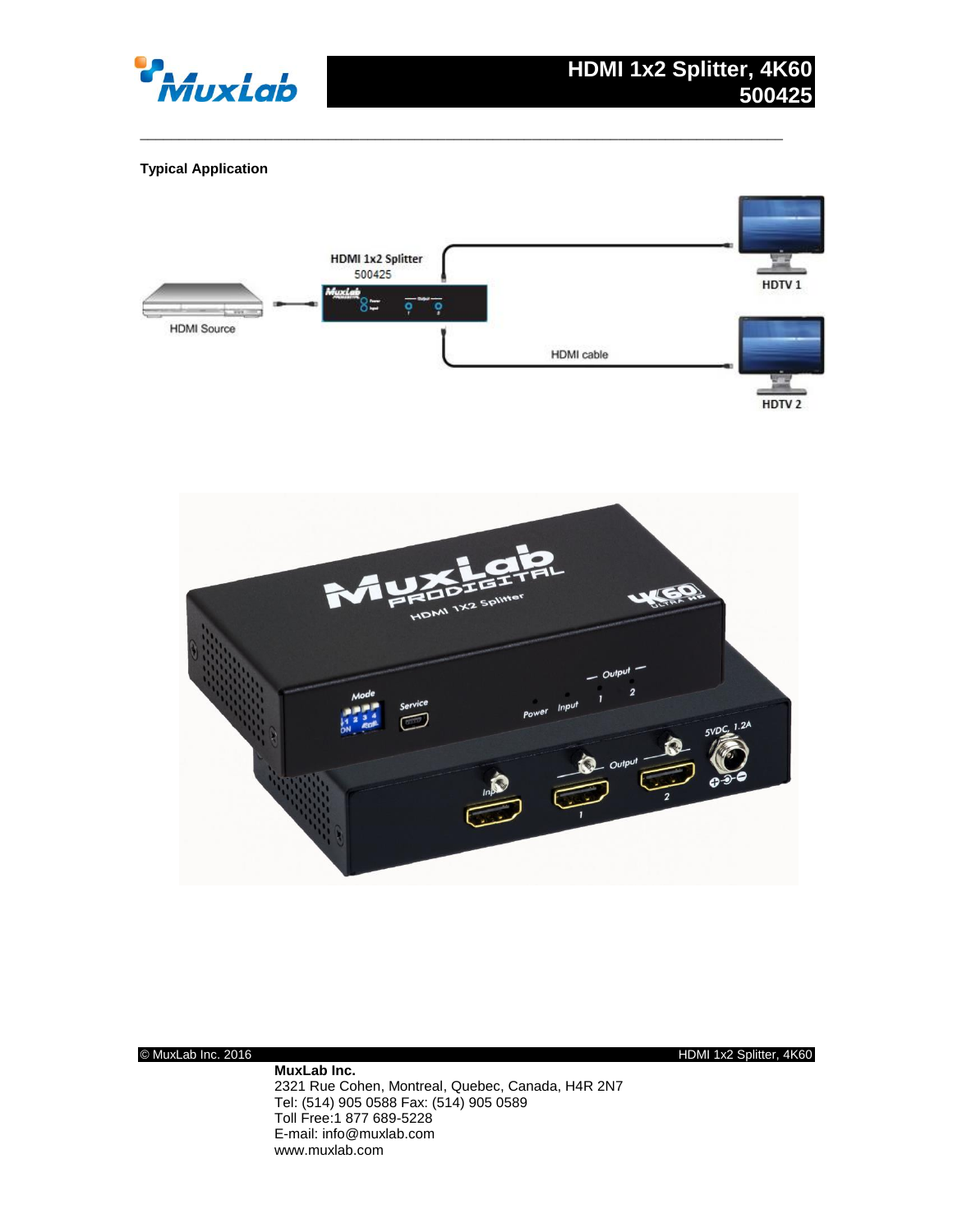**Typical Application**

HDMI 1x2 Splitter

500425

HDMI Source

HDTV 1

HDTV 2

HDMI cable

**MuxLab Inc.**
2321 Rue Cohen, Montreal, Quebec, Canada, H4R 2N7
Tel: (514) 905 0588 Fax: (514) 905 0589
Toll Free:1 877 689-5228
E-mail: info@muxlab.com
www.muxlab.com